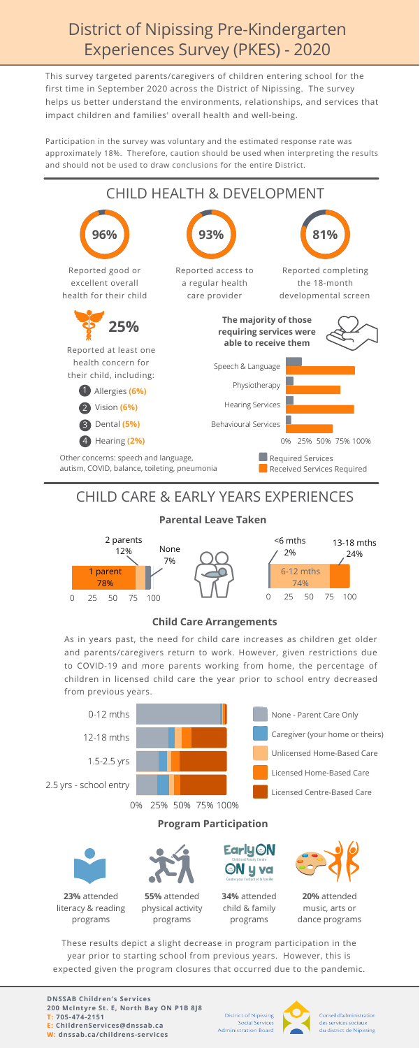# District of Nipissing Pre-Kindergarten Experiences Survey (PKES) - 2020

This survey targeted parents/caregivers of children entering school for the first time in September 2020 across the District of Nipissing. The survey helps us better understand the environments, relationships, and services that impact children and families' overall health and well-being.

Participation in the survey was voluntary and the estimated response rate was approximately 18%. Therefore, caution should be used when interpreting the results and should not be used to draw conclusions for the entire District.

## CHILD HEALTH & DEVELOPMENT

**96%** Reported good or excellent overall health for their child

**93%** Reported access to a regular health care provider

**81%** Reported completing the 18-month developmental screen

**25%** Reported at least one health concern for their child, including:

1. Allergies **(6%)**
2. Vision **(6%)**
3. Dental **(5%)**
4. Hearing **(2%)**

Other concerns: speech and language, autism, COVID, balance, toileting, pneumonia

**The majority of those requiring services were able to receive them**

- Speech & Language
- Physiotherapy
- Hearing Services
- Behavioural Services

0% 25% 50% 75% 100%

Required Services
Received Services Required

## CHILD CARE & EARLY YEARS EXPERIENCES

### Parental Leave Taken

1 parent 78% | 2 parents 12% | None 7%

<6 mths 2% | 6-12 mths 74% | 13-18 mths 24%

### Child Care Arrangements

As in years past, the need for child care increases as children get older and parents/caregivers return to work. However, given restrictions due to COVID-19 and more parents working from home, the percentage of children in licensed child care the year prior to school entry decreased from previous years.

- 0-12 mths
- 12-18 mths
- 1.5-2.5 yrs
- 2.5 yrs - school entry

0% 25% 50% 75% 100%

- None - Parent Care Only
- Caregiver (your home or theirs)
- Unlicensed Home-Based Care
- Licensed Home-Based Care
- Licensed Centre-Based Care

### Program Participation

**23%** attended literacy & reading programs

**55%** attended physical activity programs

**34%** attended child & family programs

**20%** attended music, arts or dance programs

These results depict a slight decrease in program participation in the year prior to starting school from previous years. However, this is expected given the program closures that occurred due to the pandemic.

**DNSSAB Children's Services**
**200 McIntyre St. E, North Bay ON P1B 8J8**
**T: 705-474-2151**
**E: ChildrenServices@dnssab.ca**
**W: dnssab.ca/childrens-services**

District of Nipissing Social Services Administration Board

Conseil d'administration des services sociaux du district de Nipissing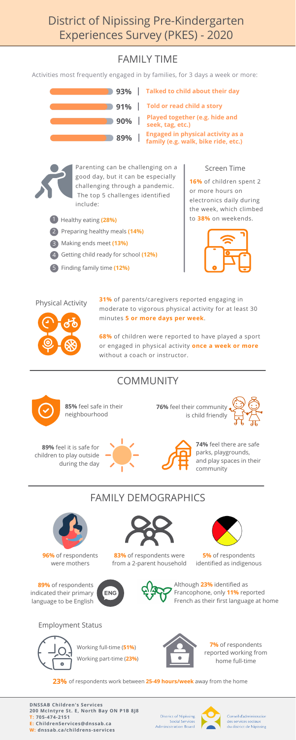# District of Nipissing Pre-Kindergarten Experiences Survey (PKES) - 2020

## FAMILY TIME

Activities most frequently engaged in by families, for 3 days a week or more:

**93%** | **Talked to child about their day**

**91%** | **Told or read child a story**

**90%** | **Played together (e.g. hide and seek, tag, etc.)**

**89%** | **Engaged in physical activity as a family (e.g. walk, bike ride, etc.)**

Parenting can be challenging on a good day, but it can be especially challenging through a pandemic. The top 5 challenges identified include:

1. Healthy eating **(28%)**
2. Preparing healthy meals **(14%)**
3. Making ends meet **(13%)**
4. Getting child ready for school **(12%)**
5. Finding family time **(12%)**

### Screen Time

**16%** of children spent 2 or more hours on electronics daily during the week, which climbed to **38%** on weekends.

### Physical Activity

**31%** of parents/caregivers reported engaging in moderate to vigorous physical activity for at least 30 minutes **5 or more days per week**.

**68%** of children were reported to have played a sport or engaged in physical activity **once a week or more** without a coach or instructor.

## COMMUNITY

**85%** feel safe in their neighbourhood

**76%** feel their community is child friendly

**89%** feel it is safe for children to play outside during the day

**74%** feel there are safe parks, playgrounds, and play spaces in their community

## FAMILY DEMOGRAPHICS

**96%** of respondents were mothers

**83%** of respondents were from a 2-parent household

**5%** of respondents identified as indigenous

**89%** of respondents indicated their primary language to be English

Although **23%** identified as Francophone, only **11%** reported French as their first language at home

### Employment Status

Working full-time (**51%**)

Working part-time (**23%**)

**7%** of respondents reported working from home full-time

**23%** of respondents work between **25-49 hours/week** away from the home

**DNSSAB Children's Services**
**200 McIntyre St. E, North Bay ON P1B 8J8**
**T: 705-474-2151**
**E: ChildrenServices@dnssab.ca**
**W: dnssab.ca/childrens-services**

District of Nipissing Social Services Administration Board

Conseil d'administration des services sociaux du district de Nipissing